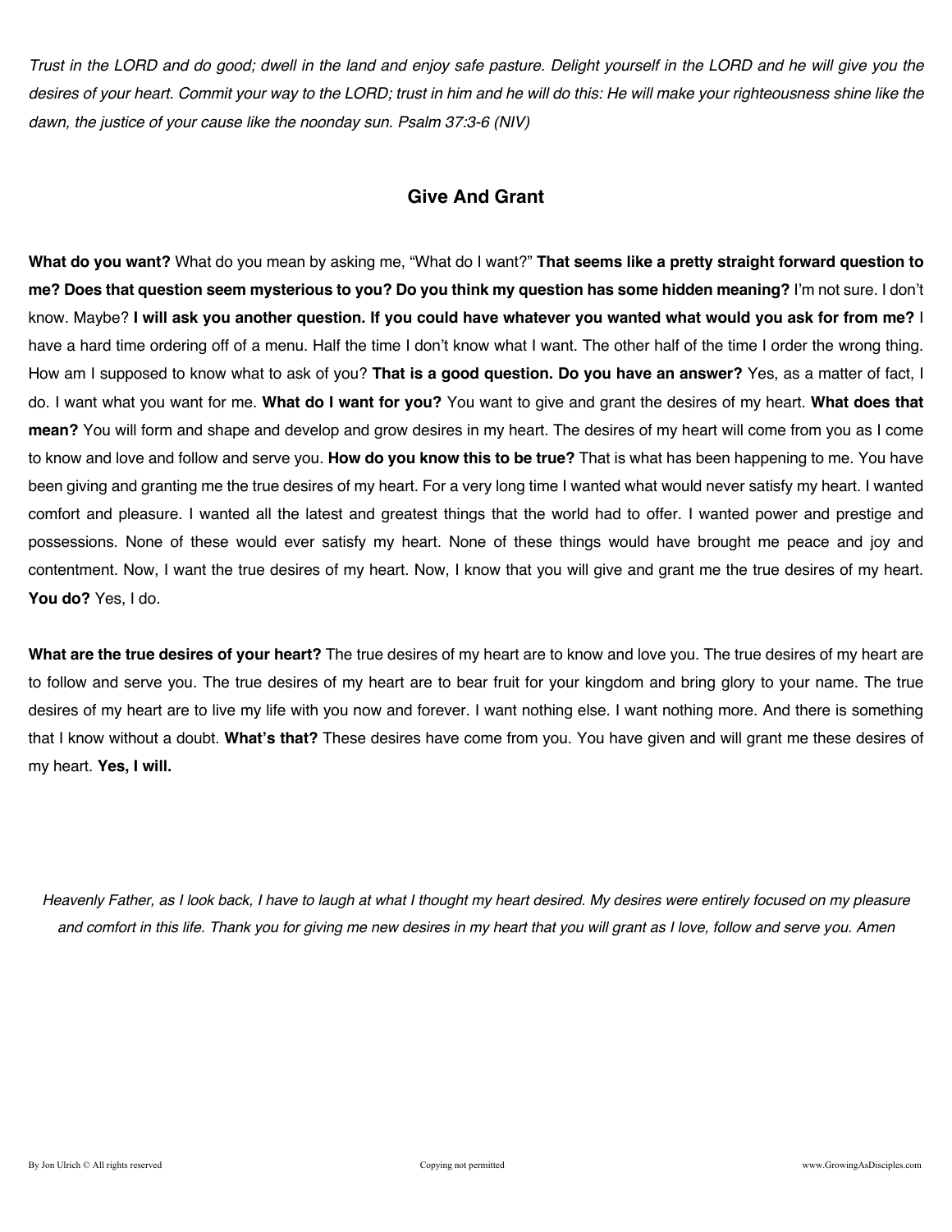*Trust in the LORD and do good; dwell in the land and enjoy safe pasture. Delight yourself in the LORD and he will give you the desires of your heart. Commit your way to the LORD; trust in him and he will do this: He will make your righteousness shine like the dawn, the justice of your cause like the noonday sun. Psalm 37:3-6 (NIV)*

## Give And Grant

**What do you want?** What do you mean by asking me, "What do I want?" **That seems like a pretty straight forward question to me? Does that question seem mysterious to you? Do you think my question has some hidden meaning?** I'm not sure. I don't know. Maybe? **I will ask you another question. If you could have whatever you wanted what would you ask for from me?** I have a hard time ordering off of a menu. Half the time I don't know what I want. The other half of the time I order the wrong thing. How am I supposed to know what to ask of you? **That is a good question. Do you have an answer?** Yes, as a matter of fact, I do. I want what you want for me. **What do I want for you?** You want to give and grant the desires of my heart. **What does that mean?** You will form and shape and develop and grow desires in my heart. The desires of my heart will come from you as I come to know and love and follow and serve you. **How do you know this to be true?** That is what has been happening to me. You have been giving and granting me the true desires of my heart. For a very long time I wanted what would never satisfy my heart. I wanted comfort and pleasure. I wanted all the latest and greatest things that the world had to offer. I wanted power and prestige and possessions. None of these would ever satisfy my heart. None of these things would have brought me peace and joy and contentment. Now, I want the true desires of my heart. Now, I know that you will give and grant me the true desires of my heart. **You do?** Yes, I do.

**What are the true desires of your heart?** The true desires of my heart are to know and love you. The true desires of my heart are to follow and serve you. The true desires of my heart are to bear fruit for your kingdom and bring glory to your name. The true desires of my heart are to live my life with you now and forever. I want nothing else. I want nothing more. And there is something that I know without a doubt. **What's that?** These desires have come from you. You have given and will grant me these desires of my heart. **Yes, I will.**

*Heavenly Father, as I look back, I have to laugh at what I thought my heart desired. My desires were entirely focused on my pleasure and comfort in this life. Thank you for giving me new desires in my heart that you will grant as I love, follow and serve you. Amen*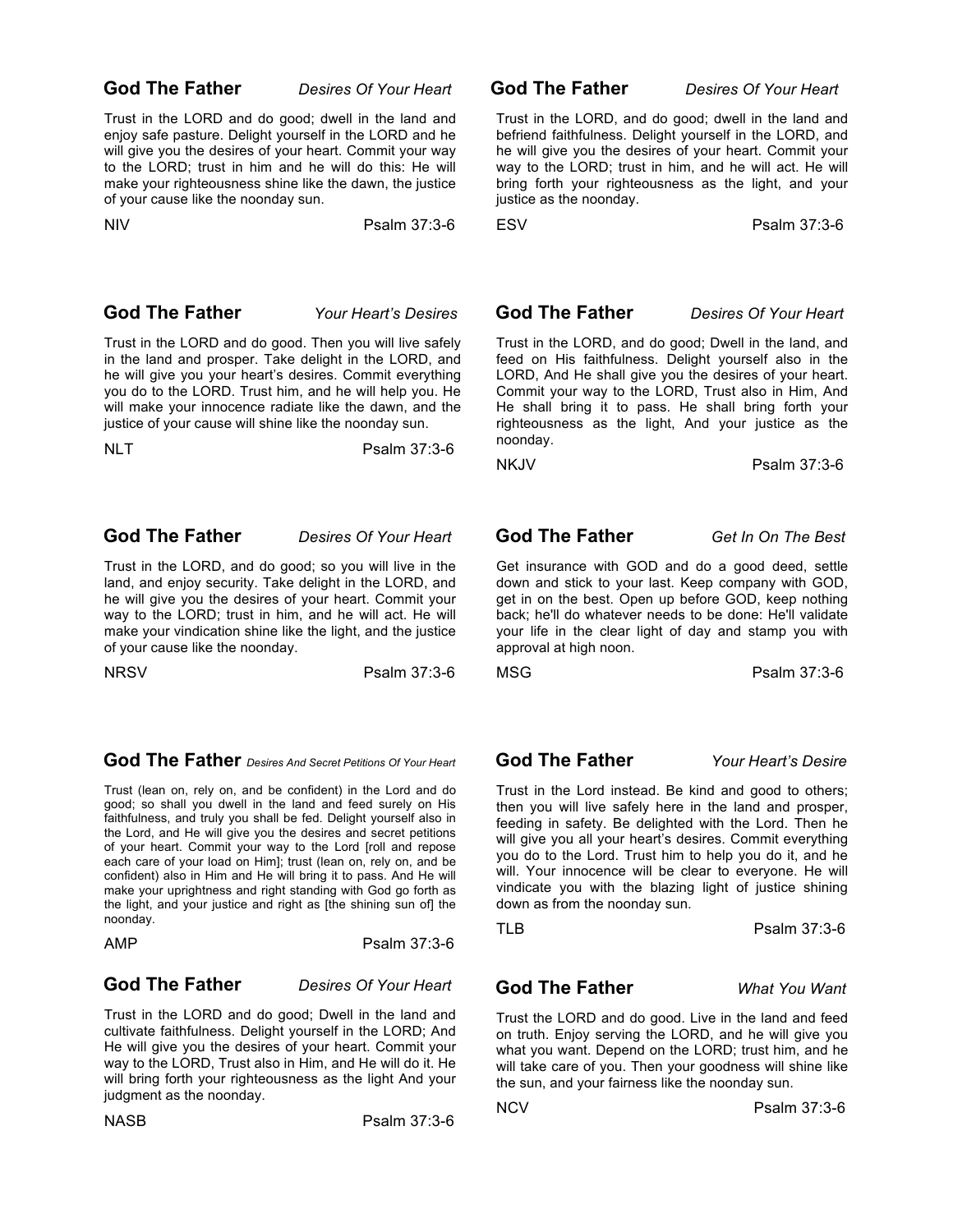## God The Father *Desires Of Your Heart*

Trust in the LORD and do good; dwell in the land and enjoy safe pasture. Delight yourself in the LORD and he will give you the desires of your heart. Commit your way to the LORD; trust in him and he will do this: He will make your righteousness shine like the dawn, the justice of your cause like the noonday sun.

NIV Psalm 37:3-6

## God The Father *Desires Of Your Heart*

Trust in the LORD, and do good; dwell in the land and befriend faithfulness. Delight yourself in the LORD, and he will give you the desires of your heart. Commit your way to the LORD; trust in him, and he will act. He will bring forth your righteousness as the light, and your justice as the noonday.

ESV Psalm 37:3-6

## God The Father *Your Heart's Desires*

Trust in the LORD and do good. Then you will live safely in the land and prosper. Take delight in the LORD, and he will give you your heart's desires. Commit everything you do to the LORD. Trust him, and he will help you. He will make your innocence radiate like the dawn, and the justice of your cause will shine like the noonday sun.

NLT Psalm 37:3-6

## God The Father *Desires Of Your Heart*

Trust in the LORD, and do good; Dwell in the land, and feed on His faithfulness. Delight yourself also in the LORD, And He shall give you the desires of your heart. Commit your way to the LORD, Trust also in Him, And He shall bring it to pass. He shall bring forth your righteousness as the light, And your justice as the noonday.

NKJV Psalm 37:3-6

## God The Father *Desires Of Your Heart*

Trust in the LORD, and do good; so you will live in the land, and enjoy security. Take delight in the LORD, and he will give you the desires of your heart. Commit your way to the LORD; trust in him, and he will act. He will make your vindication shine like the light, and the justice of your cause like the noonday.

NRSV Psalm 37:3-6

## God The Father *Get In On The Best*

Get insurance with GOD and do a good deed, settle down and stick to your last. Keep company with GOD, get in on the best. Open up before GOD, keep nothing back; he'll do whatever needs to be done: He'll validate your life in the clear light of day and stamp you with approval at high noon.

MSG Psalm 37:3-6

## God The Father *Desires And Secret Petitions Of Your Heart*

Trust (lean on, rely on, and be confident) in the Lord and do good; so shall you dwell in the land and feed surely on His faithfulness, and truly you shall be fed. Delight yourself also in the Lord, and He will give you the desires and secret petitions of your heart. Commit your way to the Lord [roll and repose each care of your load on Him]; trust (lean on, rely on, and be confident) also in Him and He will bring it to pass. And He will make your uprightness and right standing with God go forth as the light, and your justice and right as [the shining sun of] the noonday.

AMP Psalm 37:3-6

## God The Father *Your Heart's Desire*

Trust in the Lord instead. Be kind and good to others; then you will live safely here in the land and prosper, feeding in safety. Be delighted with the Lord. Then he will give you all your heart's desires. Commit everything you do to the Lord. Trust him to help you do it, and he will. Your innocence will be clear to everyone. He will vindicate you with the blazing light of justice shining down as from the noonday sun.

TLB Psalm 37:3-6

## God The Father *Desires Of Your Heart*

Trust in the LORD and do good; Dwell in the land and cultivate faithfulness. Delight yourself in the LORD; And He will give you the desires of your heart. Commit your way to the LORD, Trust also in Him, and He will do it. He will bring forth your righteousness as the light And your judgment as the noonday.

NASB Psalm 37:3-6

## God The Father *What You Want*

Trust the LORD and do good. Live in the land and feed on truth. Enjoy serving the LORD, and he will give you what you want. Depend on the LORD; trust him, and he will take care of you. Then your goodness will shine like the sun, and your fairness like the noonday sun.

NCV Psalm 37:3-6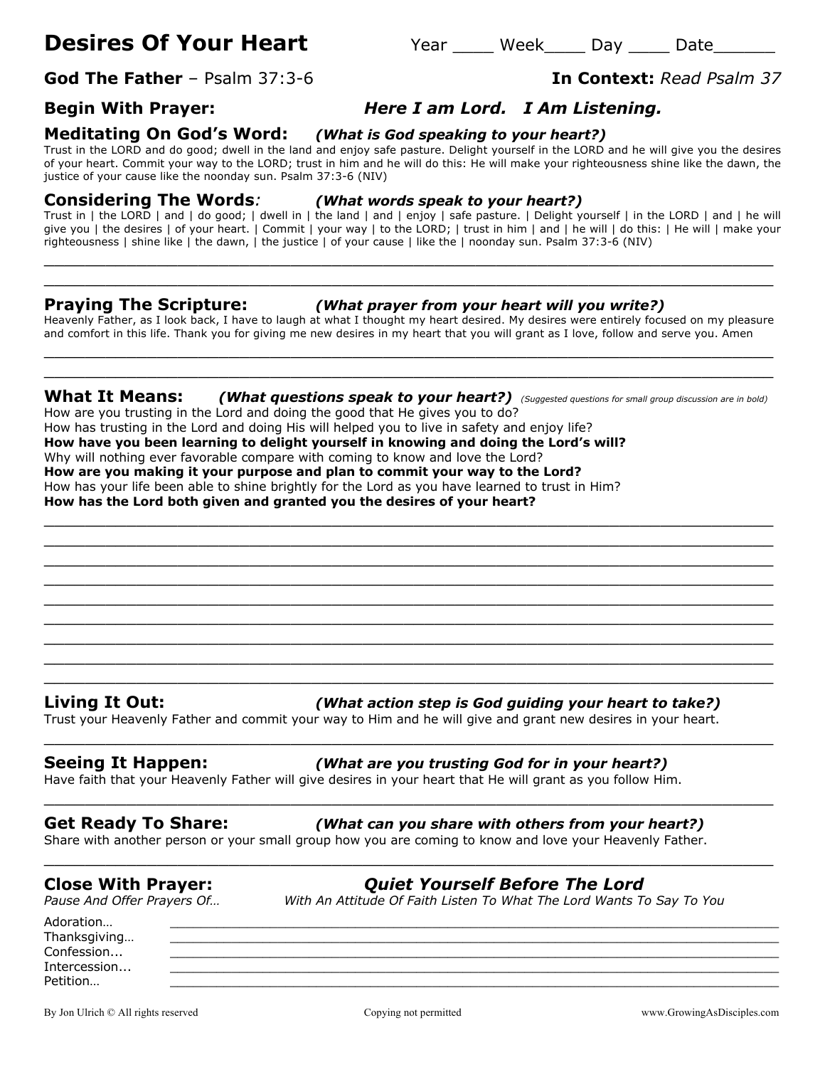# Desires Of Your Heart

Year ____ Week____ Day ____ Date______

**God The Father** – Psalm 37:3-6 **In Context:** *Read Psalm 37*

**Begin With Prayer:** ***Here I am Lord. I Am Listening.***

## Meditating On God's Word: *(What is God speaking to your heart?)*

Trust in the LORD and do good; dwell in the land and enjoy safe pasture. Delight yourself in the LORD and he will give you the desires of your heart. Commit your way to the LORD; trust in him and he will do this: He will make your righteousness shine like the dawn, the justice of your cause like the noonday sun. Psalm 37:3-6 (NIV)

## Considering The Words: *(What words speak to your heart?)*

Trust in | the LORD | and | do good; | dwell in | the land | and | enjoy | safe pasture. | Delight yourself | in the LORD | and | he will give you | the desires | of your heart. | Commit | your way | to the LORD; | trust in him | and | he will | do this: | He will | make your righteousness | shine like | the dawn, | the justice | of your cause | like the | noonday sun. Psalm 37:3-6 (NIV)

______________________________________________________________________________

______________________________________________________________________________

## Praying The Scripture: *(What prayer from your heart will you write?)*

Heavenly Father, as I look back, I have to laugh at what I thought my heart desired. My desires were entirely focused on my pleasure and comfort in this life. Thank you for giving me new desires in my heart that you will grant as I love, follow and serve you. Amen

______________________________________________________________________________

______________________________________________________________________________

## What It Means: *(What questions speak to your heart?)* *(Suggested questions for small group discussion are in bold)*

How are you trusting in the Lord and doing the good that He gives you to do?
How has trusting in the Lord and doing His will helped you to live in safety and enjoy life?
**How have you been learning to delight yourself in knowing and doing the Lord's will?**
Why will nothing ever favorable compare with coming to know and love the Lord?
**How are you making it your purpose and plan to commit your way to the Lord?**
How has your life been able to shine brightly for the Lord as you have learned to trust in Him?
**How has the Lord both given and granted you the desires of your heart?**

______________________________________________________________________________

______________________________________________________________________________

______________________________________________________________________________

______________________________________________________________________________

______________________________________________________________________________

______________________________________________________________________________

______________________________________________________________________________

______________________________________________________________________________

______________________________________________________________________________

## Living It Out: *(What action step is God guiding your heart to take?)*

Trust your Heavenly Father and commit your way to Him and he will give and grant new desires in your heart.

______________________________________________________________________________

## Seeing It Happen: *(What are you trusting God for in your heart?)*

Have faith that your Heavenly Father will give desires in your heart that He will grant as you follow Him.

______________________________________________________________________________

## Get Ready To Share: *(What can you share with others from your heart?)*

Share with another person or your small group how you are coming to know and love your Heavenly Father.

______________________________________________________________________________

## Close With Prayer: ***Quiet Yourself Before The Lord***

*Pause And Offer Prayers Of…* *With An Attitude Of Faith Listen To What The Lord Wants To Say To You*

Adoration… ______________________________________________________________

Thanksgiving… ______________________________________________________________

Confession... ______________________________________________________________

Intercession... ______________________________________________________________

Petition… ______________________________________________________________

By Jon Ulrich © All rights reserved Copying not permitted www.GrowingAsDisciples.com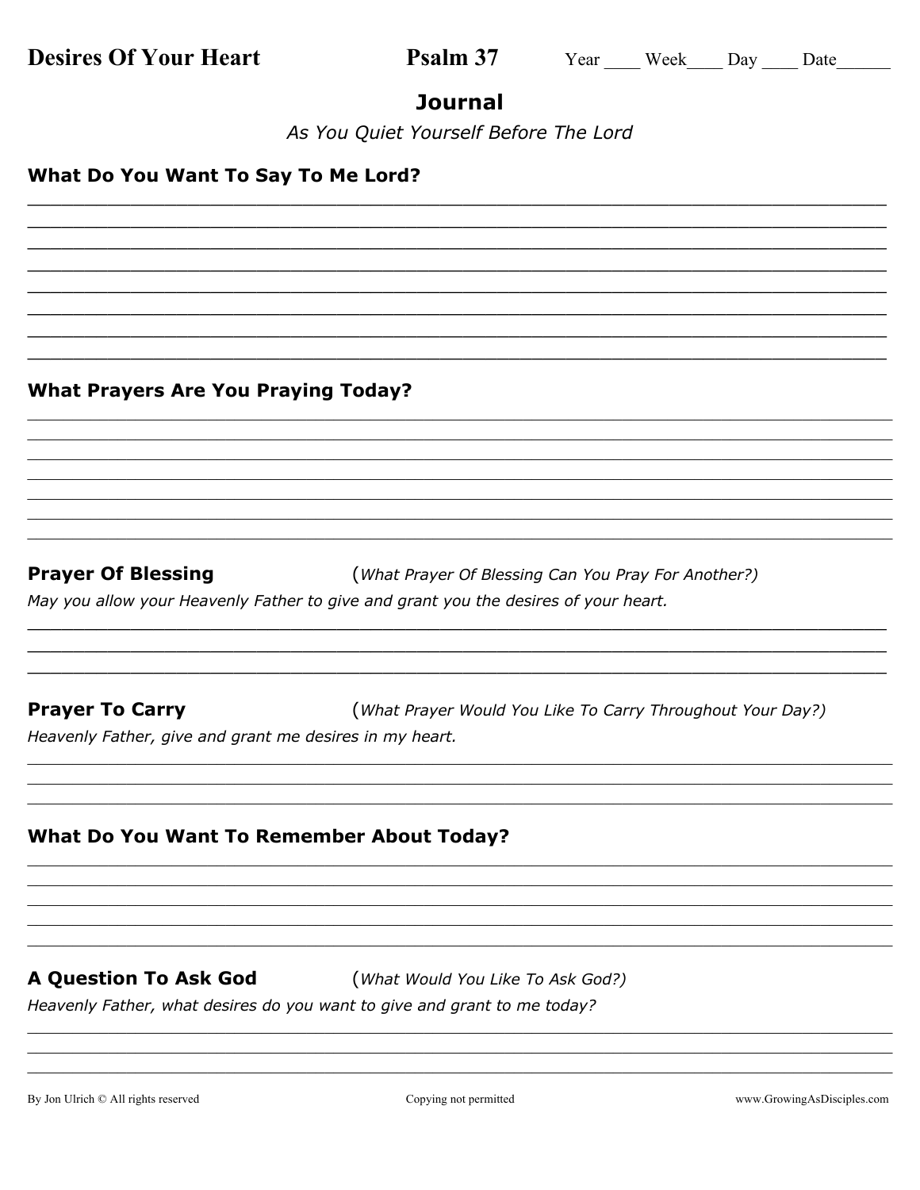**Desires Of Your Heart** **Psalm 37** Year ____ Week____ Day ____ Date______

## Journal

*As You Quiet Yourself Before The Lord*

### What Do You Want To Say To Me Lord?

________________________________________________________________________________
________________________________________________________________________________
________________________________________________________________________________
________________________________________________________________________________
________________________________________________________________________________
________________________________________________________________________________
________________________________________________________________________________
________________________________________________________________________________

### What Prayers Are You Praying Today?

________________________________________________________________________________
________________________________________________________________________________
________________________________________________________________________________
________________________________________________________________________________
________________________________________________________________________________
________________________________________________________________________________
________________________________________________________________________________

### Prayer Of Blessing

(*What Prayer Of Blessing Can You Pray For Another?*)

*May you allow your Heavenly Father to give and grant you the desires of your heart.*

________________________________________________________________________________
________________________________________________________________________________
________________________________________________________________________________

### Prayer To Carry

(*What Prayer Would You Like To Carry Throughout Your Day?*)

*Heavenly Father, give and grant me desires in my heart.*

________________________________________________________________________________
________________________________________________________________________________
________________________________________________________________________________

### What Do You Want To Remember About Today?

________________________________________________________________________________
________________________________________________________________________________
________________________________________________________________________________
________________________________________________________________________________
________________________________________________________________________________

### A Question To Ask God

(*What Would You Like To Ask God?*)

*Heavenly Father, what desires do you want to give and grant to me today?*

________________________________________________________________________________
________________________________________________________________________________
________________________________________________________________________________

By Jon Ulrich © All rights reserved Copying not permitted www.GrowingAsDisciples.com